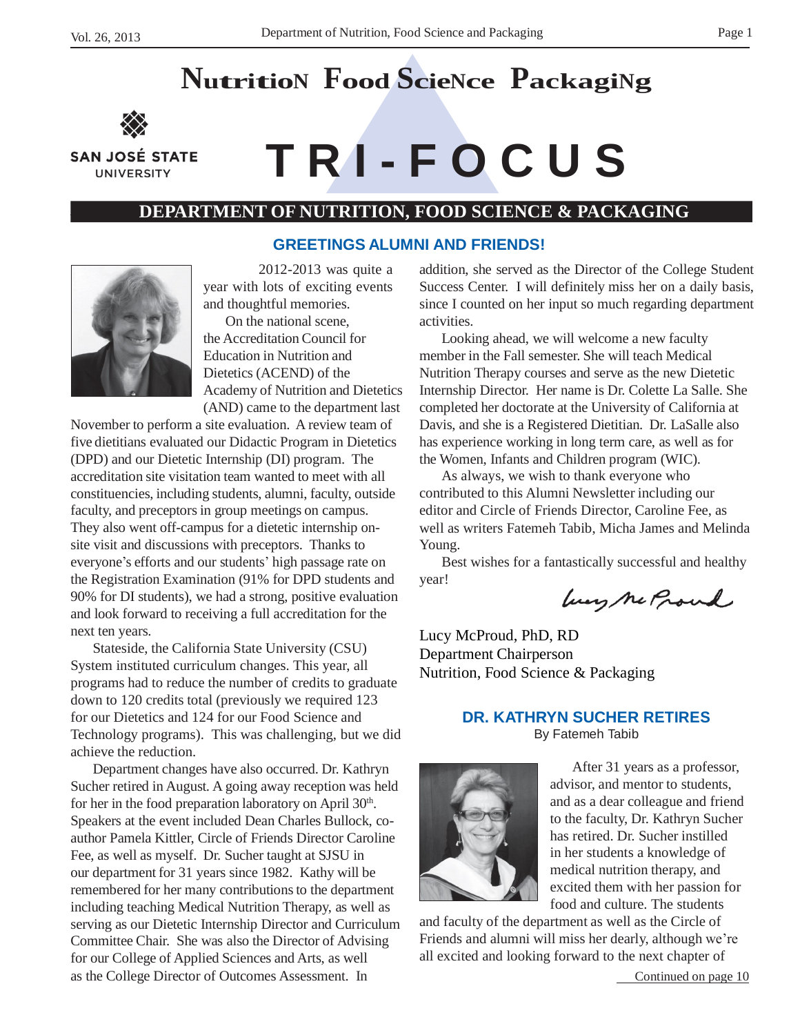# Nutrition Food Science Packaging

SAN JOSÉ STATE UNIVERSITY

# TRI-FOCUS

## DEPARTMENT OF NUTRITION, FOOD SCIENCE & PACKAGING

### GREETINGS ALUMNI AND FRIENDS!

2012-2013 was quite a year with lots of exciting events and thoughtful memories.

On the national scene, the Accreditation Council for Education in Nutrition and Dietetics (ACEND) of the Academy of Nutrition and Dietetics (AND) came to the department last November to perform a site evaluation. A review team of five dietitians evaluated our Didactic Program in Dietetics (DPD) and our Dietetic Internship (DI) program. The accreditation site visitation team wanted to meet with all constituencies, including students, alumni, faculty, outside faculty, and preceptors in group meetings on campus. They also went off-campus for a dietetic internship on-site visit and discussions with preceptors. Thanks to everyone's efforts and our students' high passage rate on the Registration Examination (91% for DPD students and 90% for DI students), we had a strong, positive evaluation and look forward to receiving a full accreditation for the next ten years.

Stateside, the California State University (CSU) System instituted curriculum changes. This year, all programs had to reduce the number of credits to graduate down to 120 credits total (previously we required 123 for our Dietetics and 124 for our Food Science and Technology programs). This was challenging, but we did achieve the reduction.

Department changes have also occurred. Dr. Kathryn Sucher retired in August. A going away reception was held for her in the food preparation laboratory on April 30th. Speakers at the event included Dean Charles Bullock, co-author Pamela Kittler, Circle of Friends Director Caroline Fee, as well as myself. Dr. Sucher taught at SJSU in our department for 31 years since 1982. Kathy will be remembered for her many contributions to the department including teaching Medical Nutrition Therapy, as well as serving as our Dietetic Internship Director and Curriculum Committee Chair. She was also the Director of Advising for our College of Applied Sciences and Arts, as well as the College Director of Outcomes Assessment. In addition, she served as the Director of the College Student Success Center. I will definitely miss her on a daily basis, since I counted on her input so much regarding department activities.

Looking ahead, we will welcome a new faculty member in the Fall semester. She will teach Medical Nutrition Therapy courses and serve as the new Dietetic Internship Director. Her name is Dr. Colette La Salle. She completed her doctorate at the University of California at Davis, and she is a Registered Dietitian. Dr. LaSalle also has experience working in long term care, as well as for the Women, Infants and Children program (WIC).

As always, we wish to thank everyone who contributed to this Alumni Newsletter including our editor and Circle of Friends Director, Caroline Fee, as well as writers Fatemeh Tabib, Micha James and Melinda Young.

Best wishes for a fantastically successful and healthy year!

*Lucy McProud*

Lucy McProud, PhD, RD
Department Chairperson
Nutrition, Food Science & Packaging

### DR. KATHRYN SUCHER RETIRES

By Fatemeh Tabib

After 31 years as a professor, advisor, and mentor to students, and as a dear colleague and friend to the faculty, Dr. Kathryn Sucher has retired. Dr. Sucher instilled in her students a knowledge of medical nutrition therapy, and excited them with her passion for food and culture. The students and faculty of the department as well as the Circle of Friends and alumni will miss her dearly, although we're all excited and looking forward to the next chapter of

Continued on page 10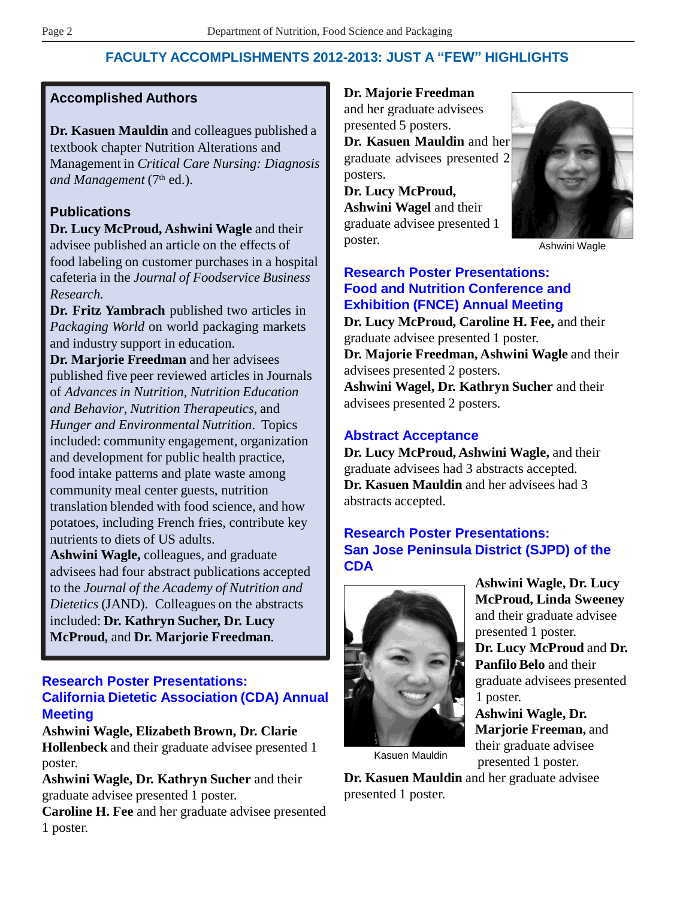## FACULTY ACCOMPLISHMENTS 2012-2013: JUST A "FEW" HIGHLIGHTS

### Accomplished Authors

**Dr. Kasuen Mauldin** and colleagues published a textbook chapter Nutrition Alterations and Management in *Critical Care Nursing: Diagnosis and Management* (7th ed.).

### Publications

**Dr. Lucy McProud, Ashwini Wagle** and their advisee published an article on the effects of food labeling on customer purchases in a hospital cafeteria in the *Journal of Foodservice Business Research.*

**Dr. Fritz Yambrach** published two articles in *Packaging World* on world packaging markets and industry support in education.

**Dr. Marjorie Freedman** and her advisees published five peer reviewed articles in Journals of *Advances in Nutrition*, *Nutrition Education and Behavior*, *Nutrition Therapeutics*, and *Hunger and Environmental Nutrition*. Topics included: community engagement, organization and development for public health practice, food intake patterns and plate waste among community meal center guests, nutrition translation blended with food science, and how potatoes, including French fries, contribute key nutrients to diets of US adults.

**Ashwini Wagle,** colleagues, and graduate advisees had four abstract publications accepted to the *Journal of the Academy of Nutrition and Dietetics* (JAND). Colleagues on the abstracts included: **Dr. Kathryn Sucher, Dr. Lucy McProud,** and **Dr. Marjorie Freedman**.

### Research Poster Presentations: California Dietetic Association (CDA) Annual Meeting

**Ashwini Wagle, Elizabeth Brown, Dr. Clarie Hollenbeck** and their graduate advisee presented 1 poster.

**Ashwini Wagle, Dr. Kathryn Sucher** and their graduate advisee presented 1 poster.

**Caroline H. Fee** and her graduate advisee presented 1 poster.

**Dr. Majorie Freedman** and her graduate advisees presented 5 posters.

**Dr. Kasuen Mauldin** and her graduate advisees presented 2 posters.

**Dr. Lucy McProud, Ashwini Wagel** and their graduate advisee presented 1 poster.

Ashwini Wagle

### Research Poster Presentations: Food and Nutrition Conference and Exhibition (FNCE) Annual Meeting

**Dr. Lucy McProud, Caroline H. Fee,** and their graduate advisee presented 1 poster.

**Dr. Majorie Freedman, Ashwini Wagle** and their advisees presented 2 posters.

**Ashwini Wagel, Dr. Kathryn Sucher** and their advisees presented 2 posters.

### Abstract Acceptance

**Dr. Lucy McProud, Ashwini Wagle,** and their graduate advisees had 3 abstracts accepted.

**Dr. Kasuen Mauldin** and her advisees had 3 abstracts accepted.

### Research Poster Presentations: San Jose Peninsula District (SJPD) of the CDA

**Ashwini Wagle, Dr. Lucy McProud, Linda Sweeney** and their graduate advisee presented 1 poster.

**Dr. Lucy McProud** and **Dr. Panfilo Belo** and their graduate advisees presented 1 poster.

**Ashwini Wagle, Dr. Marjorie Freeman,** and their graduate advisee presented 1 poster.

**Dr. Kasuen Mauldin** and her graduate advisee presented 1 poster.

Kasuen Mauldin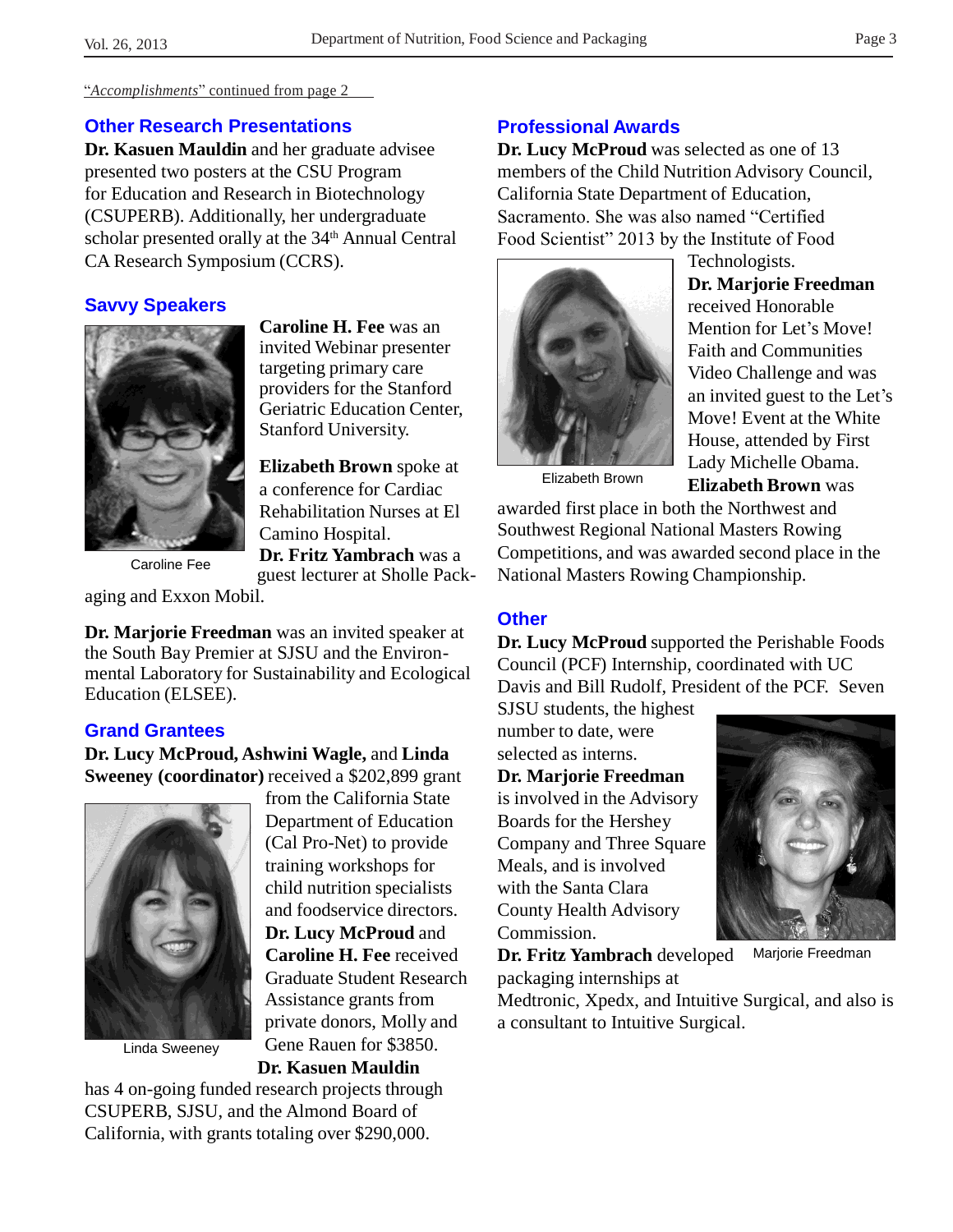"*Accomplishments*" continued from page 2

## Other Research Presentations

**Dr. Kasuen Mauldin** and her graduate advisee presented two posters at the CSU Program for Education and Research in Biotechnology (CSUPERB). Additionally, her undergraduate scholar presented orally at the 34th Annual Central CA Research Symposium (CCRS).

## Savvy Speakers

Caroline Fee

**Caroline H. Fee** was an invited Webinar presenter targeting primary care providers for the Stanford Geriatric Education Center, Stanford University.

**Elizabeth Brown** spoke at a conference for Cardiac Rehabilitation Nurses at El Camino Hospital.

**Dr. Fritz Yambrach** was a guest lecturer at Sholle Packaging and Exxon Mobil.

**Dr. Marjorie Freedman** was an invited speaker at the South Bay Premier at SJSU and the Environmental Laboratory for Sustainability and Ecological Education (ELSEE).

## Grand Grantees

**Dr. Lucy McProud, Ashwini Wagle,** and **Linda Sweeney (coordinator)** received a $202,899 grant from the California State Department of Education (Cal Pro-Net) to provide training workshops for child nutrition specialists and foodservice directors.

Linda Sweeney

**Dr. Lucy McProud** and **Caroline H. Fee** received Graduate Student Research Assistance grants from private donors, Molly and Gene Rauen for $3850.

**Dr. Kasuen Mauldin** has 4 on-going funded research projects through CSUPERB, SJSU, and the Almond Board of California, with grants totaling over $290,000.

## Professional Awards

**Dr. Lucy McProud** was selected as one of 13 members of the Child Nutrition Advisory Council, California State Department of Education, Sacramento. She was also named "Certified Food Scientist" 2013 by the Institute of Food Technologists.

Elizabeth Brown

**Dr. Marjorie Freedman** received Honorable Mention for Let's Move! Faith and Communities Video Challenge and was an invited guest to the Let's Move! Event at the White House, attended by First Lady Michelle Obama.

**Elizabeth Brown** was awarded first place in both the Northwest and Southwest Regional National Masters Rowing Competitions, and was awarded second place in the National Masters Rowing Championship.

## Other

**Dr. Lucy McProud** supported the Perishable Foods Council (PCF) Internship, coordinated with UC Davis and Bill Rudolf, President of the PCF. Seven SJSU students, the highest number to date, were selected as interns.

**Dr. Marjorie Freedman** is involved in the Advisory Boards for the Hershey Company and Three Square Meals, and is involved with the Santa Clara County Health Advisory Commission.

Marjorie Freedman

**Dr. Fritz Yambrach** developed packaging internships at Medtronic, Xpedx, and Intuitive Surgical, and also is a consultant to Intuitive Surgical.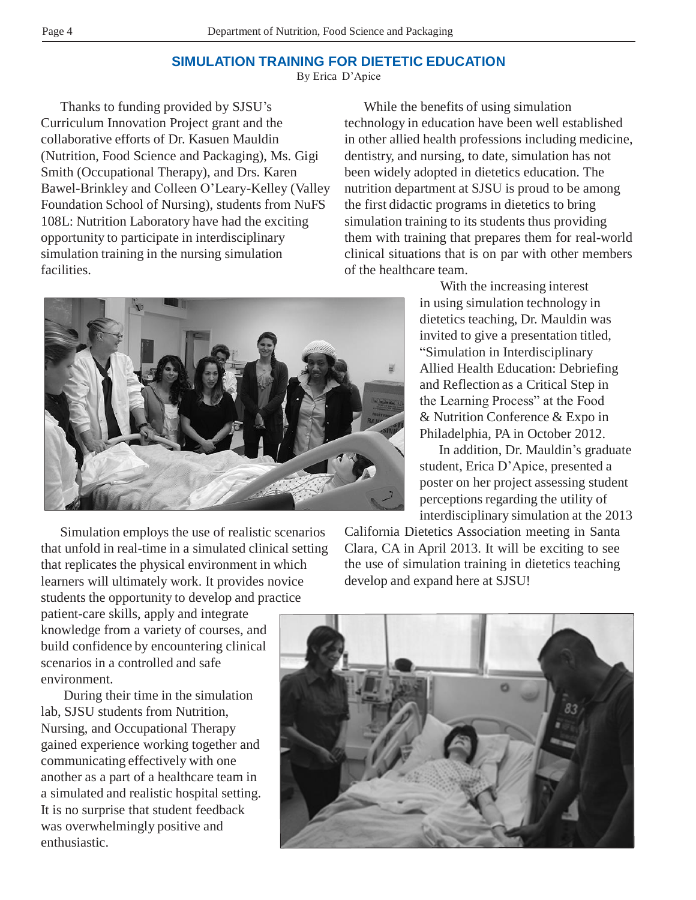## SIMULATION TRAINING FOR DIETETIC EDUCATION

By Erica D'Apice

Thanks to funding provided by SJSU's Curriculum Innovation Project grant and the collaborative efforts of Dr. Kasuen Mauldin (Nutrition, Food Science and Packaging), Ms. Gigi Smith (Occupational Therapy), and Drs. Karen Bawel-Brinkley and Colleen O'Leary-Kelley (Valley Foundation School of Nursing), students from NuFS 108L: Nutrition Laboratory have had the exciting opportunity to participate in interdisciplinary simulation training in the nursing simulation facilities.

While the benefits of using simulation technology in education have been well established in other allied health professions including medicine, dentistry, and nursing, to date, simulation has not been widely adopted in dietetics education. The nutrition department at SJSU is proud to be among the first didactic programs in dietetics to bring simulation training to its students thus providing them with training that prepares them for real-world clinical situations that is on par with other members of the healthcare team.

With the increasing interest in using simulation technology in dietetics teaching, Dr. Mauldin was invited to give a presentation titled, "Simulation in Interdisciplinary Allied Health Education: Debriefing and Reflection as a Critical Step in the Learning Process" at the Food & Nutrition Conference & Expo in Philadelphia, PA in October 2012.

In addition, Dr. Mauldin's graduate student, Erica D'Apice, presented a poster on her project assessing student perceptions regarding the utility of interdisciplinary simulation at the 2013 California Dietetics Association meeting in Santa Clara, CA in April 2013. It will be exciting to see the use of simulation training in dietetics teaching develop and expand here at SJSU!

Simulation employs the use of realistic scenarios that unfold in real-time in a simulated clinical setting that replicates the physical environment in which learners will ultimately work. It provides novice students the opportunity to develop and practice patient-care skills, apply and integrate knowledge from a variety of courses, and build confidence by encountering clinical scenarios in a controlled and safe environment.

During their time in the simulation lab, SJSU students from Nutrition, Nursing, and Occupational Therapy gained experience working together and communicating effectively with one another as a part of a healthcare team in a simulated and realistic hospital setting. It is no surprise that student feedback was overwhelmingly positive and enthusiastic.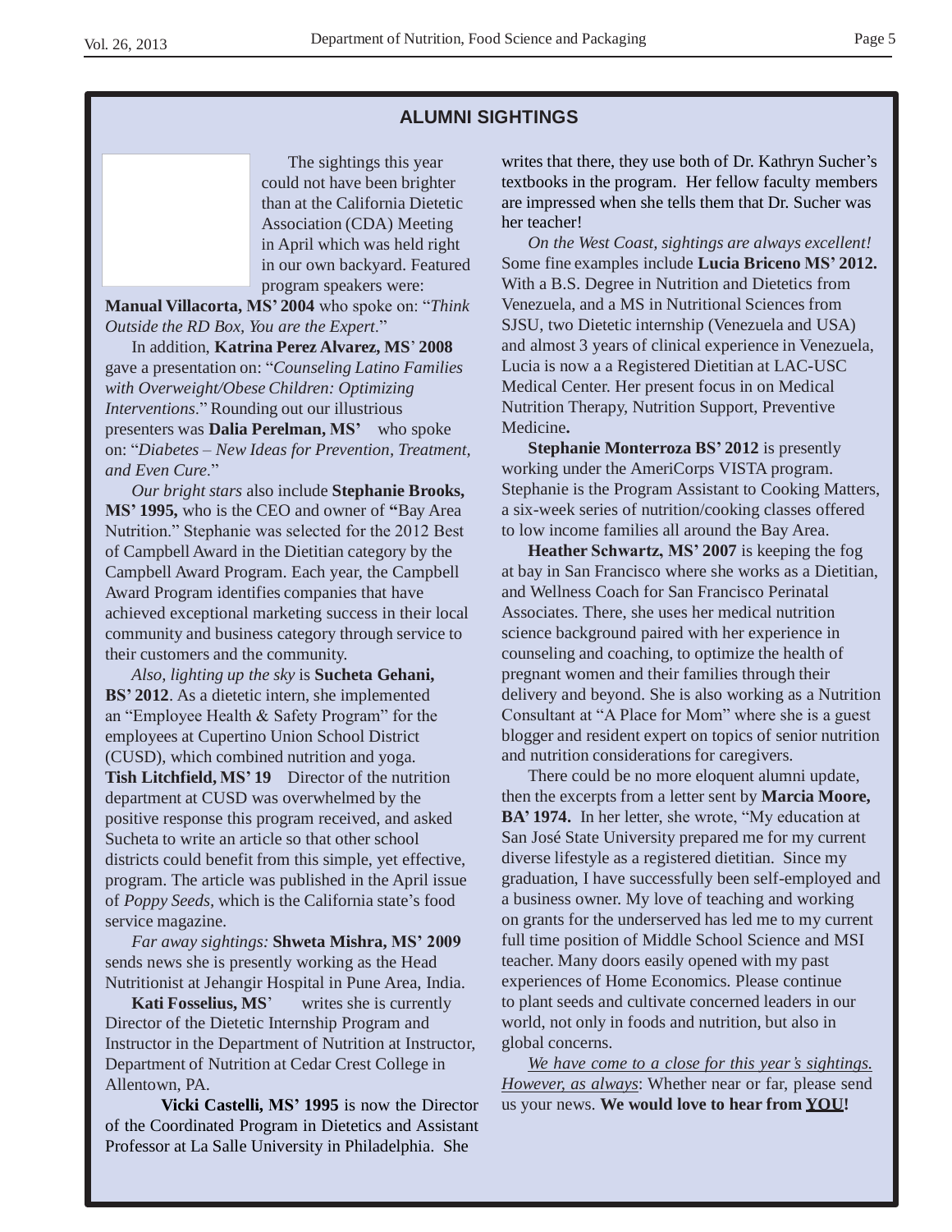## ALUMNI SIGHTINGS

The sightings this year could not have been brighter than at the California Dietetic Association (CDA) Meeting in April which was held right in our own backyard. Featured program speakers were: **Manual Villacorta, MS' 2004** who spoke on: "*Think Outside the RD Box, You are the Expert*."

In addition, **Katrina Perez Alvarez, MS' 2008** gave a presentation on: "*Counseling Latino Families with Overweight/Obese Children: Optimizing Interventions*." Rounding out our illustrious presenters was **Dalia Perelman, MS'** who spoke on: "*Diabetes – New Ideas for Prevention, Treatment, and Even Cure*."

*Our bright stars* also include **Stephanie Brooks, MS' 1995,** who is the CEO and owner of **"**Bay Area Nutrition." Stephanie was selected for the 2012 Best of Campbell Award in the Dietitian category by the Campbell Award Program. Each year, the Campbell Award Program identifies companies that have achieved exceptional marketing success in their local community and business category through service to their customers and the community.

*Also, lighting up the sky* is **Sucheta Gehani, BS' 2012**. As a dietetic intern, she implemented an "Employee Health & Safety Program" for the employees at Cupertino Union School District (CUSD), which combined nutrition and yoga. **Tish Litchfield, MS' 19** Director of the nutrition department at CUSD was overwhelmed by the positive response this program received, and asked Sucheta to write an article so that other school districts could benefit from this simple, yet effective, program. The article was published in the April issue of *Poppy Seeds,* which is the California state's food service magazine.

*Far away sightings:* **Shweta Mishra, MS' 2009** sends news she is presently working as the Head Nutritionist at Jehangir Hospital in Pune Area, India.

**Kati Fosselius, MS'** writes she is currently Director of the Dietetic Internship Program and Instructor in the Department of Nutrition at Instructor, Department of Nutrition at Cedar Crest College in Allentown, PA.

**Vicki Castelli, MS' 1995** is now the Director of the Coordinated Program in Dietetics and Assistant Professor at La Salle University in Philadelphia. She writes that there, they use both of Dr. Kathryn Sucher's textbooks in the program. Her fellow faculty members are impressed when she tells them that Dr. Sucher was her teacher!

*On the West Coast, sightings are always excellent!* Some fine examples include **Lucia Briceno MS' 2012.** With a B.S. Degree in Nutrition and Dietetics from Venezuela, and a MS in Nutritional Sciences from SJSU, two Dietetic internship (Venezuela and USA) and almost 3 years of clinical experience in Venezuela, Lucia is now a a Registered Dietitian at LAC-USC Medical Center. Her present focus in on Medical Nutrition Therapy, Nutrition Support, Preventive Medicine**.**

**Stephanie Monterroza BS' 2012** is presently working under the AmeriCorps VISTA program. Stephanie is the Program Assistant to Cooking Matters, a six-week series of nutrition/cooking classes offered to low income families all around the Bay Area.

**Heather Schwartz, MS' 2007** is keeping the fog at bay in San Francisco where she works as a Dietitian, and Wellness Coach for San Francisco Perinatal Associates. There, she uses her medical nutrition science background paired with her experience in counseling and coaching, to optimize the health of pregnant women and their families through their delivery and beyond. She is also working as a Nutrition Consultant at "A Place for Mom" where she is a guest blogger and resident expert on topics of senior nutrition and nutrition considerations for caregivers.

There could be no more eloquent alumni update, then the excerpts from a letter sent by **Marcia Moore, BA' 1974.** In her letter, she wrote, "My education at San José State University prepared me for my current diverse lifestyle as a registered dietitian. Since my graduation, I have successfully been self-employed and a business owner. My love of teaching and working on grants for the underserved has led me to my current full time position of Middle School Science and MSI teacher. Many doors easily opened with my past experiences of Home Economics. Please continue to plant seeds and cultivate concerned leaders in our world, not only in foods and nutrition, but also in global concerns.

*We have come to a close for this year's sightings. However, as always*: Whether near or far, please send us your news. **We would love to hear from YOU!**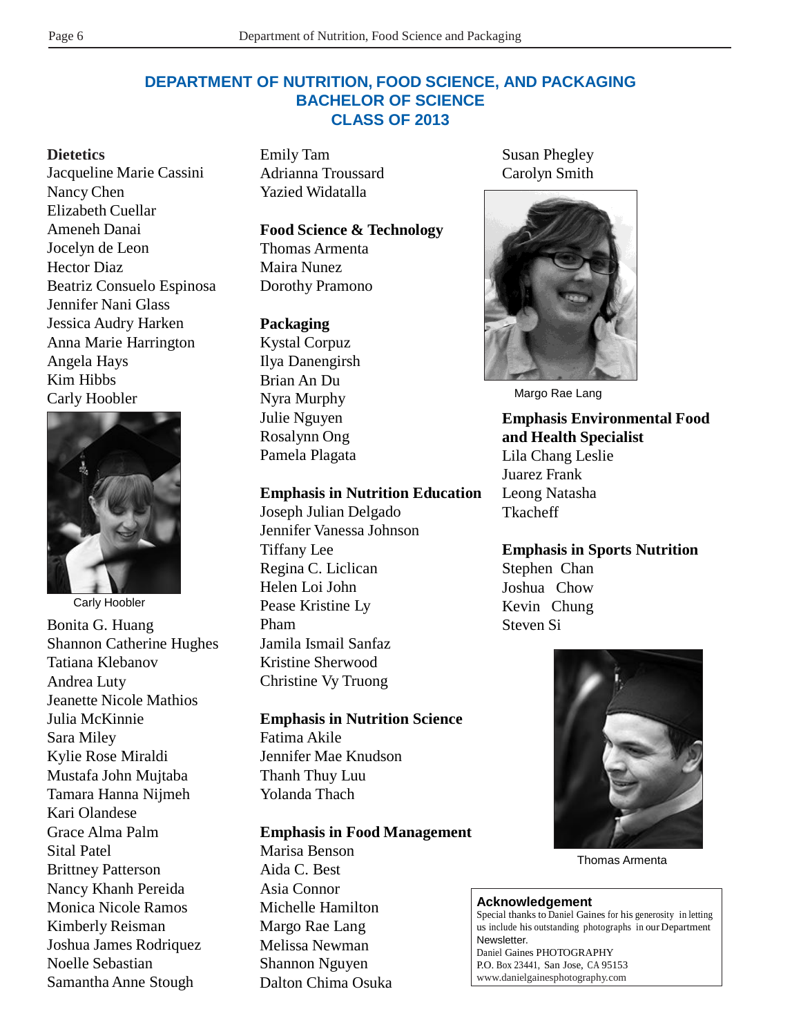# DEPARTMENT OF NUTRITION, FOOD SCIENCE, AND PACKAGING
## BACHELOR OF SCIENCE
## CLASS OF 2013

**Dietetics**

Jacqueline Marie Cassini
Nancy Chen
Elizabeth Cuellar
Ameneh Danai
Jocelyn de Leon
Hector Diaz
Beatriz Consuelo Espinosa
Jennifer Nani Glass
Jessica Audry Harken
Anna Marie Harrington
Angela Hays
Kim Hibbs
Carly Hoobler

Carly Hoobler

Bonita G. Huang
Shannon Catherine Hughes
Tatiana Klebanov
Andrea Luty
Jeanette Nicole Mathios
Julia McKinnie
Sara Miley
Kylie Rose Miraldi
Mustafa John Mujtaba
Tamara Hanna Nijmeh
Kari Olandese
Grace Alma Palm
Sital Patel
Brittney Patterson
Nancy Khanh Pereida
Monica Nicole Ramos
Kimberly Reisman
Joshua James Rodriquez
Noelle Sebastian
Samantha Anne Stough
Emily Tam
Adrianna Troussard
Yazied Widatalla

**Food Science & Technology**

Thomas Armenta
Maira Nunez
Dorothy Pramono

**Packaging**

Kystal Corpuz
Ilya Danengirsh
Brian An Du
Nyra Murphy
Julie Nguyen
Rosalynn Ong
Pamela Plagata

**Emphasis in Nutrition Education**

Joseph Julian Delgado
Jennifer Vanessa Johnson
Tiffany Lee
Regina C. Liclican
Helen Loi John
Pease Kristine Ly
Pham
Jamila Ismail Sanfaz
Kristine Sherwood
Christine Vy Truong

**Emphasis in Nutrition Science**

Fatima Akile
Jennifer Mae Knudson
Thanh Thuy Luu
Yolanda Thach

**Emphasis in Food Management**

Marisa Benson
Aida C. Best
Asia Connor
Michelle Hamilton
Margo Rae Lang
Melissa Newman
Shannon Nguyen
Dalton Chima Osuka
Susan Phegley
Carolyn Smith

Margo Rae Lang

**Emphasis Environmental Food and Health Specialist**

Lila Chang Leslie
Juarez Frank
Leong Natasha
Tkacheff

**Emphasis in Sports Nutrition**

Stephen Chan
Joshua Chow
Kevin Chung
Steven Si

Thomas Armenta

**Acknowledgement**

Special thanks to Daniel Gaines for his generosity in letting us include his outstanding photographs in our Department Newsletter.
Daniel Gaines PHOTOGRAPHY
P.O. Box 23441, San Jose, CA 95153
www.danielgainesphotography.com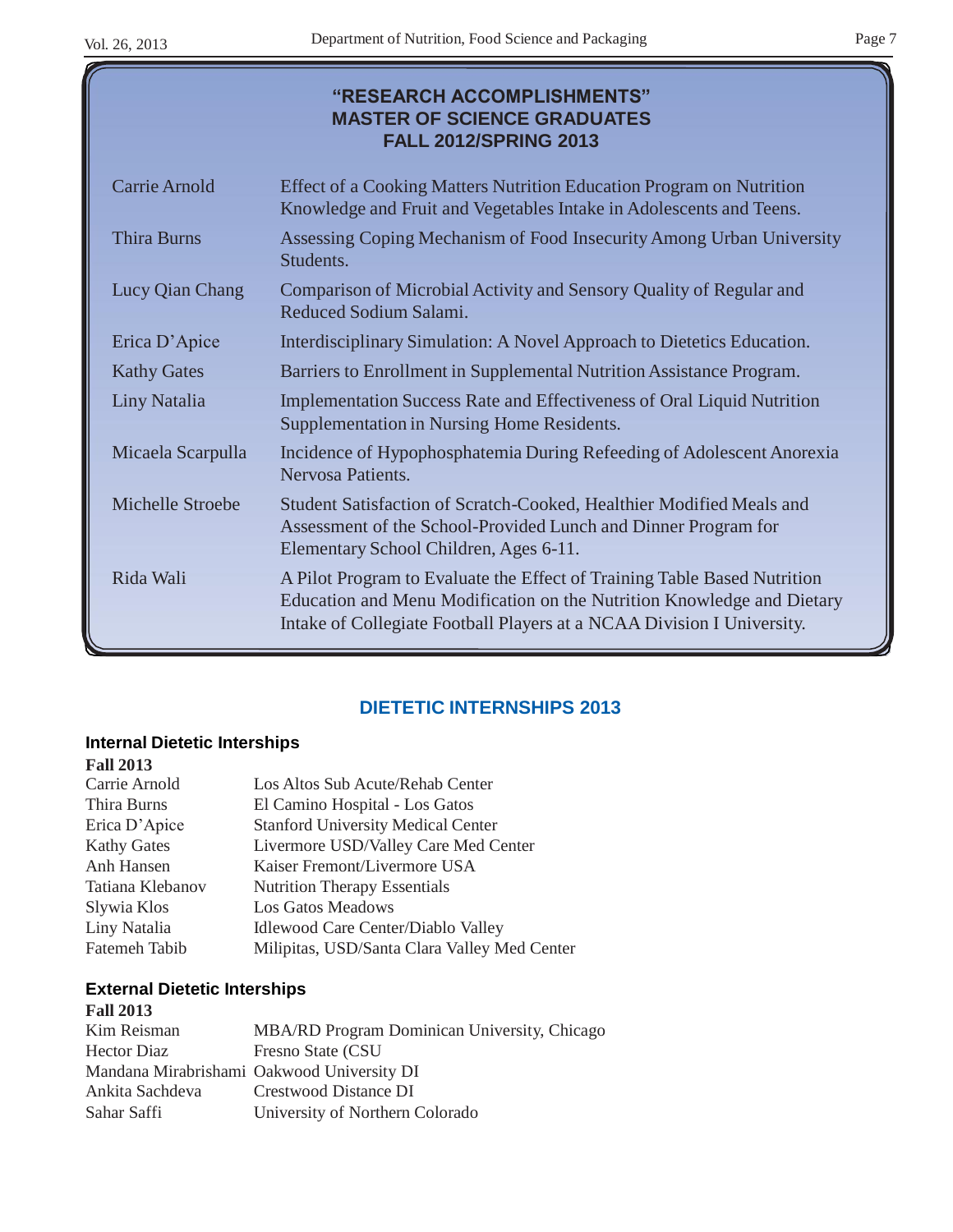## "RESEARCH ACCOMPLISHMENTS"
## MASTER OF SCIENCE GRADUATES
## FALL 2012/SPRING 2013

| | |
|---|---|
| Carrie Arnold | Effect of a Cooking Matters Nutrition Education Program on Nutrition Knowledge and Fruit and Vegetables Intake in Adolescents and Teens. |
| Thira Burns | Assessing Coping Mechanism of Food Insecurity Among Urban University Students. |
| Lucy Qian Chang | Comparison of Microbial Activity and Sensory Quality of Regular and Reduced Sodium Salami. |
| Erica D'Apice | Interdisciplinary Simulation: A Novel Approach to Dietetics Education. |
| Kathy Gates | Barriers to Enrollment in Supplemental Nutrition Assistance Program. |
| Liny Natalia | Implementation Success Rate and Effectiveness of Oral Liquid Nutrition Supplementation in Nursing Home Residents. |
| Micaela Scarpulla | Incidence of Hypophosphatemia During Refeeding of Adolescent Anorexia Nervosa Patients. |
| Michelle Stroebe | Student Satisfaction of Scratch-Cooked, Healthier Modified Meals and Assessment of the School-Provided Lunch and Dinner Program for Elementary School Children, Ages 6-11. |
| Rida Wali | A Pilot Program to Evaluate the Effect of Training Table Based Nutrition Education and Menu Modification on the Nutrition Knowledge and Dietary Intake of Collegiate Football Players at a NCAA Division I University. |

## DIETETIC INTERNSHIPS 2013

### Internal Dietetic Interships

**Fall 2013**

| | |
|---|---|
| Carrie Arnold | Los Altos Sub Acute/Rehab Center |
| Thira Burns | El Camino Hospital - Los Gatos |
| Erica D'Apice | Stanford University Medical Center |
| Kathy Gates | Livermore USD/Valley Care Med Center |
| Anh Hansen | Kaiser Fremont/Livermore USA |
| Tatiana Klebanov | Nutrition Therapy Essentials |
| Slywia Klos | Los Gatos Meadows |
| Liny Natalia | Idlewood Care Center/Diablo Valley |
| Fatemeh Tabib | Milipitas, USD/Santa Clara Valley Med Center |

### External Dietetic Interships

**Fall 2013**

| | |
|---|---|
| Kim Reisman | MBA/RD Program Dominican University, Chicago |
| Hector Diaz | Fresno State (CSU |
| Mandana Mirabrishami | Oakwood University DI |
| Ankita Sachdeva | Crestwood Distance DI |
| Sahar Saffi | University of Northern Colorado |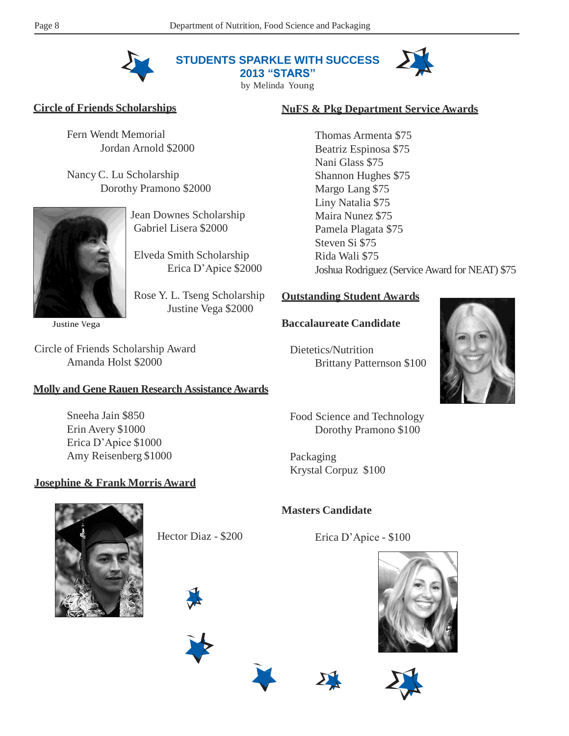## STUDENTS SPARKLE WITH SUCCESS 2013 "STARS"

by Melinda Young

### Circle of Friends Scholarships

Fern Wendt Memorial
Jordan Arnold $2000

Nancy C. Lu Scholarship
Dorothy Pramono $2000

Jean Downes Scholarship
Gabriel Lisera $2000

Elveda Smith Scholarship
Erica D'Apice $2000

Rose Y. L. Tseng Scholarship
Justine Vega $2000

Justine Vega

Circle of Friends Scholarship Award
Amanda Holst $2000

### Molly and Gene Rauen Research Assistance Awards

Sneeha Jain $850
Erin Avery $1000
Erica D'Apice $1000
Amy Reisenberg $1000

### Josephine & Frank Morris Award

Hector Diaz - $200

### NuFS & Pkg Department Service Awards

Thomas Armenta $75
Beatriz Espinosa $75
Nani Glass $75
Shannon Hughes $75
Margo Lang $75
Liny Natalia $75
Maira Nunez $75
Pamela Plagata $75
Steven Si $75
Rida Wali $75
Joshua Rodriguez (Service Award for NEAT) $75

### Outstanding Student Awards

**Baccalaureate Candidate**

Dietetics/Nutrition
Brittany Patternson $100

Food Science and Technology
Dorothy Pramono $100

Packaging
Krystal Corpuz $100

**Masters Candidate**

Erica D'Apice - $100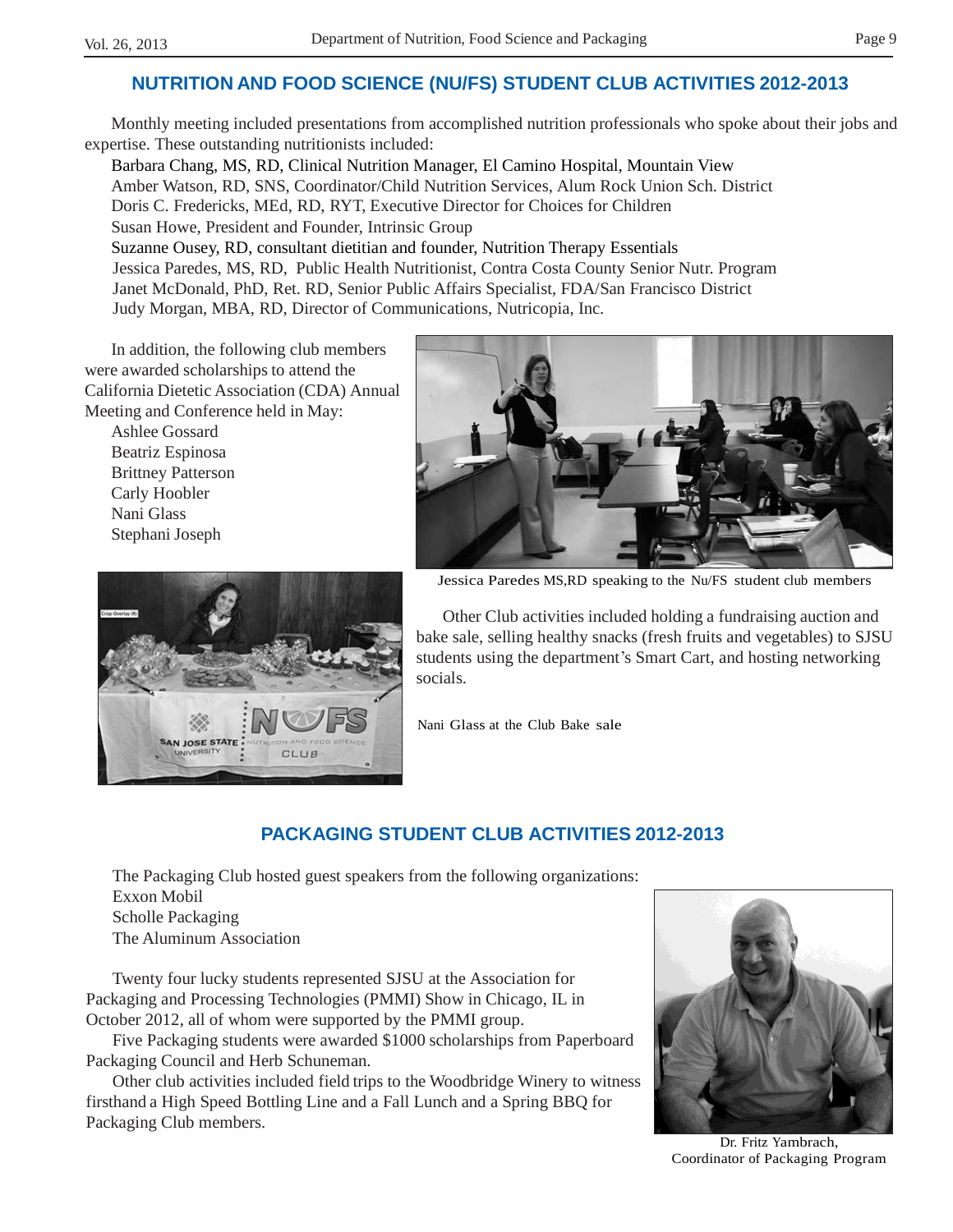## NUTRITION AND FOOD SCIENCE (NU/FS) STUDENT CLUB ACTIVITIES 2012-2013

Monthly meeting included presentations from accomplished nutrition professionals who spoke about their jobs and expertise. These outstanding nutritionists included:

Barbara Chang, MS, RD, Clinical Nutrition Manager, El Camino Hospital, Mountain View
Amber Watson, RD, SNS, Coordinator/Child Nutrition Services, Alum Rock Union Sch. District
Doris C. Fredericks, MEd, RD, RYT, Executive Director for Choices for Children
Susan Howe, President and Founder, Intrinsic Group
Suzanne Ousey, RD, consultant dietitian and founder, Nutrition Therapy Essentials
Jessica Paredes, MS, RD, Public Health Nutritionist, Contra Costa County Senior Nutr. Program
Janet McDonald, PhD, Ret. RD, Senior Public Affairs Specialist, FDA/San Francisco District
Judy Morgan, MBA, RD, Director of Communications, Nutricopia, Inc.

In addition, the following club members were awarded scholarships to attend the California Dietetic Association (CDA) Annual Meeting and Conference held in May:

Ashlee Gossard
Beatriz Espinosa
Brittney Patterson
Carly Hoobler
Nani Glass
Stephani Joseph

Jessica Paredes MS,RD speaking to the Nu/FS student club members

Other Club activities included holding a fundraising auction and bake sale, selling healthy snacks (fresh fruits and vegetables) to SJSU students using the department's Smart Cart, and hosting networking socials.

Nani Glass at the Club Bake sale

## PACKAGING STUDENT CLUB ACTIVITIES 2012-2013

The Packaging Club hosted guest speakers from the following organizations:
Exxon Mobil
Scholle Packaging
The Aluminum Association

Twenty four lucky students represented SJSU at the Association for Packaging and Processing Technologies (PMMI) Show in Chicago, IL in October 2012, all of whom were supported by the PMMI group.

Five Packaging students were awarded $1000 scholarships from Paperboard Packaging Council and Herb Schuneman.

Other club activities included field trips to the Woodbridge Winery to witness firsthand a High Speed Bottling Line and a Fall Lunch and a Spring BBQ for Packaging Club members.

Dr. Fritz Yambrach, Coordinator of Packaging Program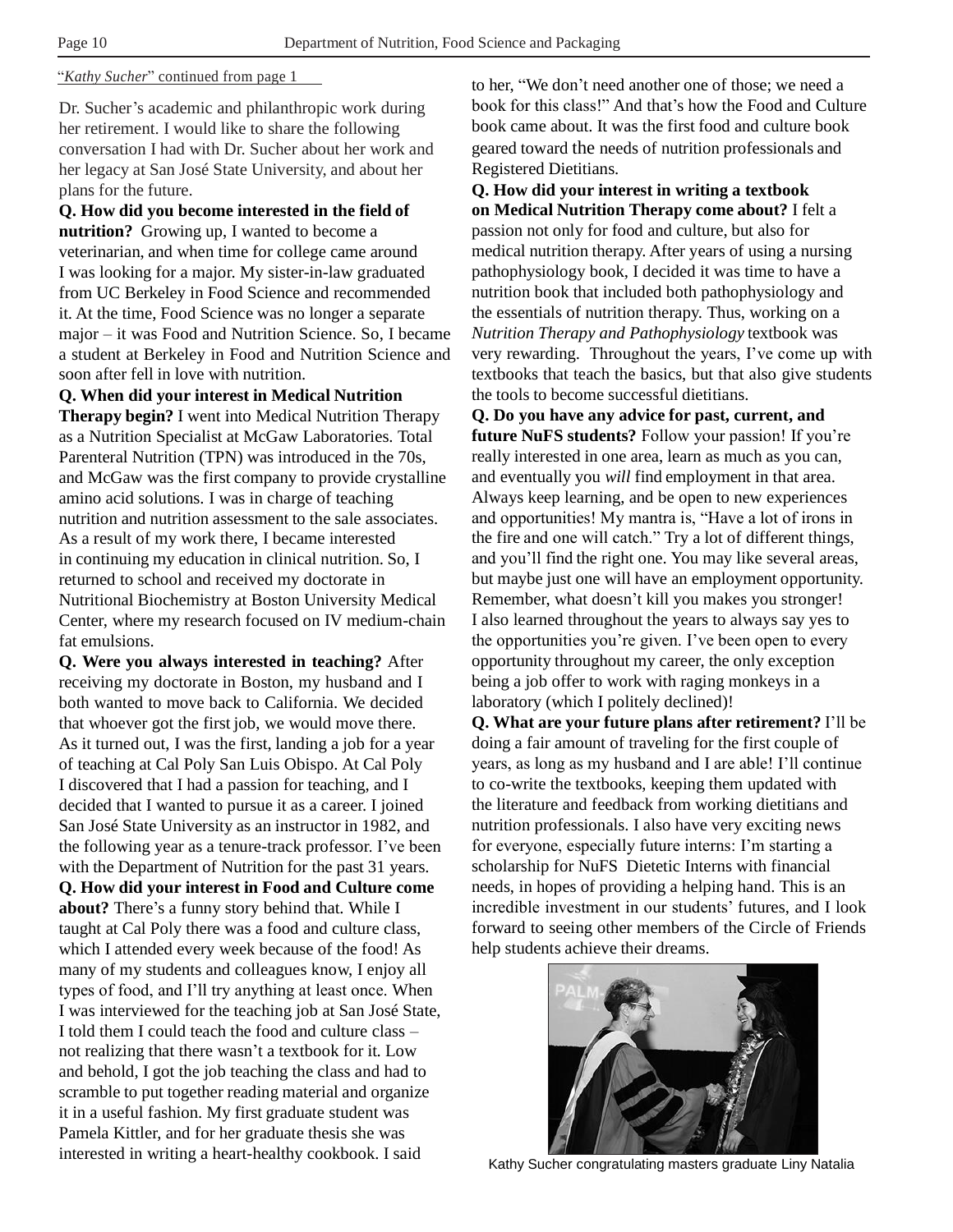"*Kathy Sucher*" continued from page 1

Dr. Sucher's academic and philanthropic work during her retirement. I would like to share the following conversation I had with Dr. Sucher about her work and her legacy at San José State University, and about her plans for the future.

**Q. How did you become interested in the field of nutrition?** Growing up, I wanted to become a veterinarian, and when time for college came around I was looking for a major. My sister-in-law graduated from UC Berkeley in Food Science and recommended it. At the time, Food Science was no longer a separate major – it was Food and Nutrition Science. So, I became a student at Berkeley in Food and Nutrition Science and soon after fell in love with nutrition.

**Q. When did your interest in Medical Nutrition Therapy begin?** I went into Medical Nutrition Therapy as a Nutrition Specialist at McGaw Laboratories. Total Parenteral Nutrition (TPN) was introduced in the 70s, and McGaw was the first company to provide crystalline amino acid solutions. I was in charge of teaching nutrition and nutrition assessment to the sale associates. As a result of my work there, I became interested in continuing my education in clinical nutrition. So, I returned to school and received my doctorate in Nutritional Biochemistry at Boston University Medical Center, where my research focused on IV medium-chain fat emulsions.

**Q. Were you always interested in teaching?** After receiving my doctorate in Boston, my husband and I both wanted to move back to California. We decided that whoever got the first job, we would move there. As it turned out, I was the first, landing a job for a year of teaching at Cal Poly San Luis Obispo. At Cal Poly I discovered that I had a passion for teaching, and I decided that I wanted to pursue it as a career. I joined San José State University as an instructor in 1982, and the following year as a tenure-track professor. I've been with the Department of Nutrition for the past 31 years.

**Q. How did your interest in Food and Culture come about?** There's a funny story behind that. While I taught at Cal Poly there was a food and culture class, which I attended every week because of the food! As many of my students and colleagues know, I enjoy all types of food, and I'll try anything at least once. When I was interviewed for the teaching job at San José State, I told them I could teach the food and culture class – not realizing that there wasn't a textbook for it. Low and behold, I got the job teaching the class and had to scramble to put together reading material and organize it in a useful fashion. My first graduate student was Pamela Kittler, and for her graduate thesis she was interested in writing a heart-healthy cookbook. I said to her, "We don't need another one of those; we need a book for this class!" And that's how the Food and Culture book came about. It was the first food and culture book geared toward the needs of nutrition professionals and Registered Dietitians.

**Q. How did your interest in writing a textbook on Medical Nutrition Therapy come about?** I felt a passion not only for food and culture, but also for medical nutrition therapy. After years of using a nursing pathophysiology book, I decided it was time to have a nutrition book that included both pathophysiology and the essentials of nutrition therapy. Thus, working on a *Nutrition Therapy and Pathophysiology* textbook was very rewarding. Throughout the years, I've come up with textbooks that teach the basics, but that also give students the tools to become successful dietitians.

**Q. Do you have any advice for past, current, and future NuFS students?** Follow your passion! If you're really interested in one area, learn as much as you can, and eventually you *will* find employment in that area. Always keep learning, and be open to new experiences and opportunities! My mantra is, "Have a lot of irons in the fire and one will catch." Try a lot of different things, and you'll find the right one. You may like several areas, but maybe just one will have an employment opportunity. Remember, what doesn't kill you makes you stronger! I also learned throughout the years to always say yes to the opportunities you're given. I've been open to every opportunity throughout my career, the only exception being a job offer to work with raging monkeys in a laboratory (which I politely declined)!

**Q. What are your future plans after retirement?** I'll be doing a fair amount of traveling for the first couple of years, as long as my husband and I are able! I'll continue to co-write the textbooks, keeping them updated with the literature and feedback from working dietitians and nutrition professionals. I also have very exciting news for everyone, especially future interns: I'm starting a scholarship for NuFS Dietetic Interns with financial needs, in hopes of providing a helping hand. This is an incredible investment in our students' futures, and I look forward to seeing other members of the Circle of Friends help students achieve their dreams.

Kathy Sucher congratulating masters graduate Liny Natalia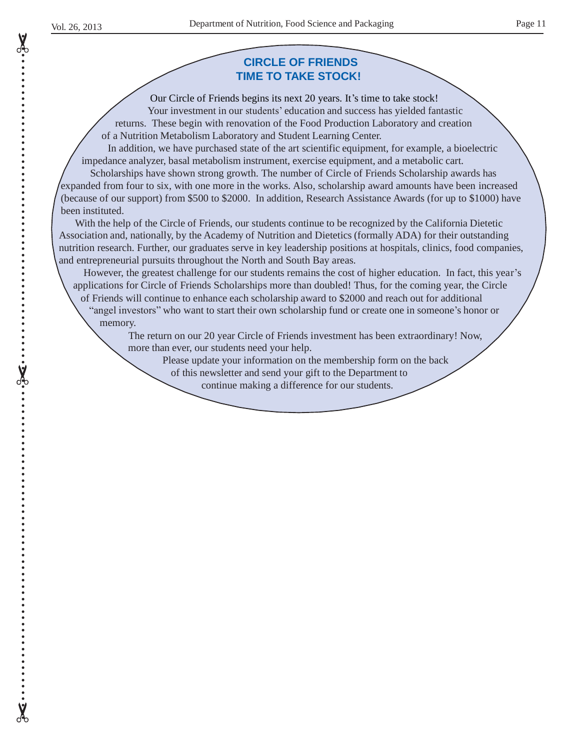## CIRCLE OF FRIENDS
## TIME TO TAKE STOCK!

Our Circle of Friends begins its next 20 years. It's time to take stock!

Your investment in our students' education and success has yielded fantastic returns. These begin with renovation of the Food Production Laboratory and creation of a Nutrition Metabolism Laboratory and Student Learning Center.

In addition, we have purchased state of the art scientific equipment, for example, a bioelectric impedance analyzer, basal metabolism instrument, exercise equipment, and a metabolic cart.

Scholarships have shown strong growth. The number of Circle of Friends Scholarship awards has expanded from four to six, with one more in the works. Also, scholarship award amounts have been increased (because of our support) from $500 to $2000. In addition, Research Assistance Awards (for up to $1000) have been instituted.

With the help of the Circle of Friends, our students continue to be recognized by the California Dietetic Association and, nationally, by the Academy of Nutrition and Dietetics (formally ADA) for their outstanding nutrition research. Further, our graduates serve in key leadership positions at hospitals, clinics, food companies, and entrepreneurial pursuits throughout the North and South Bay areas.

However, the greatest challenge for our students remains the cost of higher education. In fact, this year's applications for Circle of Friends Scholarships more than doubled! Thus, for the coming year, the Circle of Friends will continue to enhance each scholarship award to $2000 and reach out for additional "angel investors" who want to start their own scholarship fund or create one in someone's honor or memory.

The return on our 20 year Circle of Friends investment has been extraordinary! Now, more than ever, our students need your help.

Please update your information on the membership form on the back of this newsletter and send your gift to the Department to continue making a difference for our students.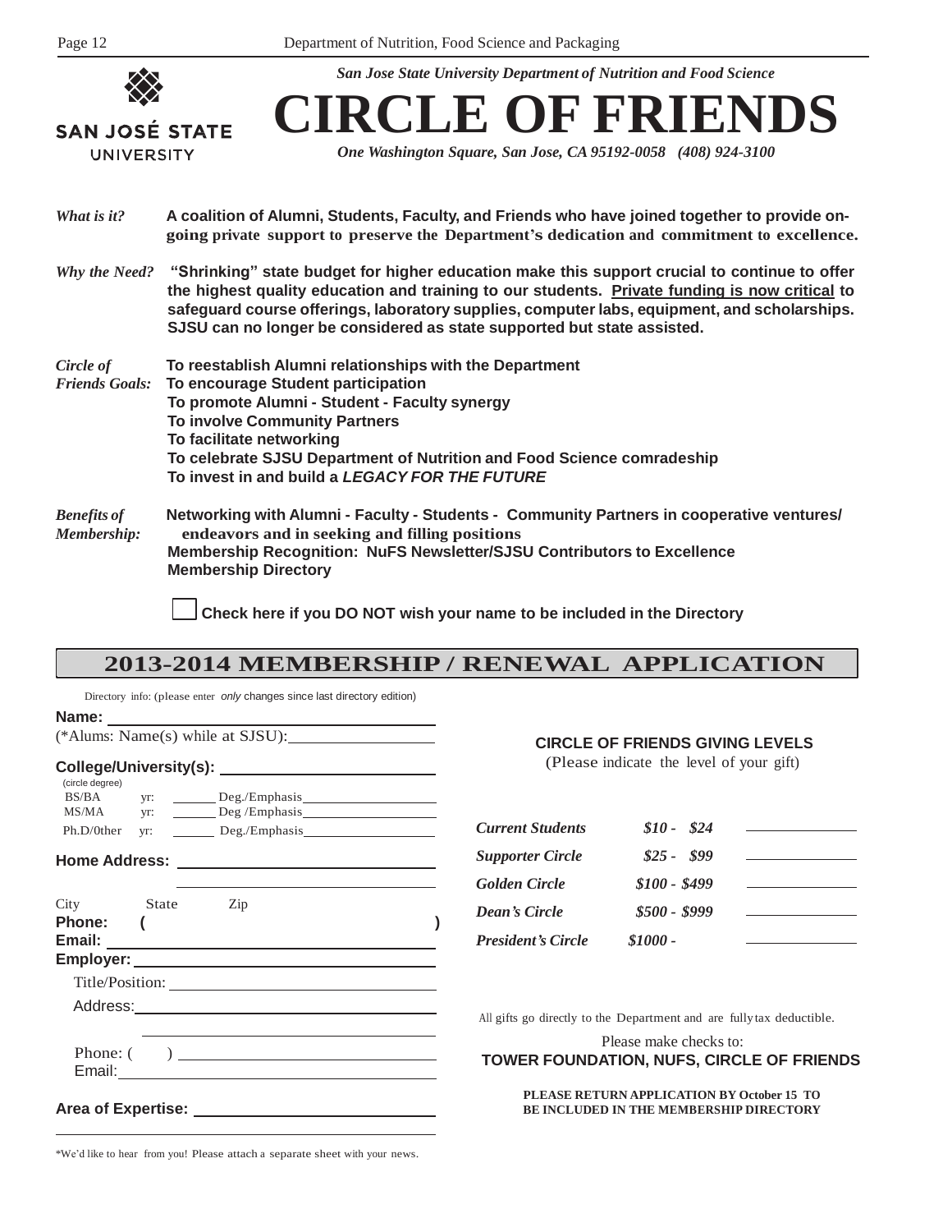San Jose State University Department of Nutrition and Food Science

SAN JOSÉ STATE UNIVERSITY

# CIRCLE OF FRIENDS

*One Washington Square, San Jose, CA 95192-0058 (408) 924-3100*

*What is it?* **A coalition of Alumni, Students, Faculty, and Friends who have joined together to provide on-going private support to preserve the Department's dedication and commitment to excellence.**

*Why the Need?* **"Shrinking" state budget for higher education make this support crucial to continue to offer the highest quality education and training to our students. Private funding is now critical to safeguard course offerings, laboratory supplies, computer labs, equipment, and scholarships. SJSU can no longer be considered as state supported but state assisted.**

*Circle of Friends Goals:*
- **To reestablish Alumni relationships with the Department**
- **To encourage Student participation**
- **To promote Alumni - Student - Faculty synergy**
- **To involve Community Partners**
- **To facilitate networking**
- **To celebrate SJSU Department of Nutrition and Food Science comradeship**
- **To invest in and build a *LEGACY FOR THE FUTURE***

*Benefits of Membership:*
- **Networking with Alumni - Faculty - Students - Community Partners in cooperative ventures/ endeavors and in seeking and filling positions**
- **Membership Recognition: NuFS Newsletter/SJSU Contributors to Excellence**
- **Membership Directory**

☐ **Check here if you DO NOT wish your name to be included in the Directory**

## 2013-2014 MEMBERSHIP / RENEWAL APPLICATION

Directory info: (please enter *only* changes since last directory edition)

**Name:** ____________________

(*Alums: Name(s) while at SJSU): ____________________

**College/University(s):** ____________________

(circle degree)

BS/BA yr: ______ Deg./Emphasis ____________________

MS/MA yr: ______ Deg./Emphasis ____________________

Ph.D/0ther yr: ______ Deg./Emphasis ____________________

**Home Address:** ____________________

____________________

City State Zip

**Phone:** ( )

**Email:** ____________________

**Employer:** ____________________

Title/Position: ____________________

Address: ____________________

____________________

Phone: ( ) ____________________

Email: ____________________

**Area of Expertise:** ____________________

____________________

*We'd like to hear from you! Please attach a separate sheet with your news.

**CIRCLE OF FRIENDS GIVING LEVELS**

(Please indicate the level of your gift)

| | | |
|---|---|---|
| *Current Students* | *$10 - $24* | ______ |
| *Supporter Circle* | *$25 - $99* | ______ |
| *Golden Circle* | *$100 - $499* | ______ |
| *Dean's Circle* | *$500 - $999* | ______ |
| *President's Circle* | *$1000 -* | ______ |

All gifts go directly to the Department and are fully tax deductible.

Please make checks to:

**TOWER FOUNDATION, NUFS, CIRCLE OF FRIENDS**

**PLEASE RETURN APPLICATION BY October 15 TO BE INCLUDED IN THE MEMBERSHIP DIRECTORY**